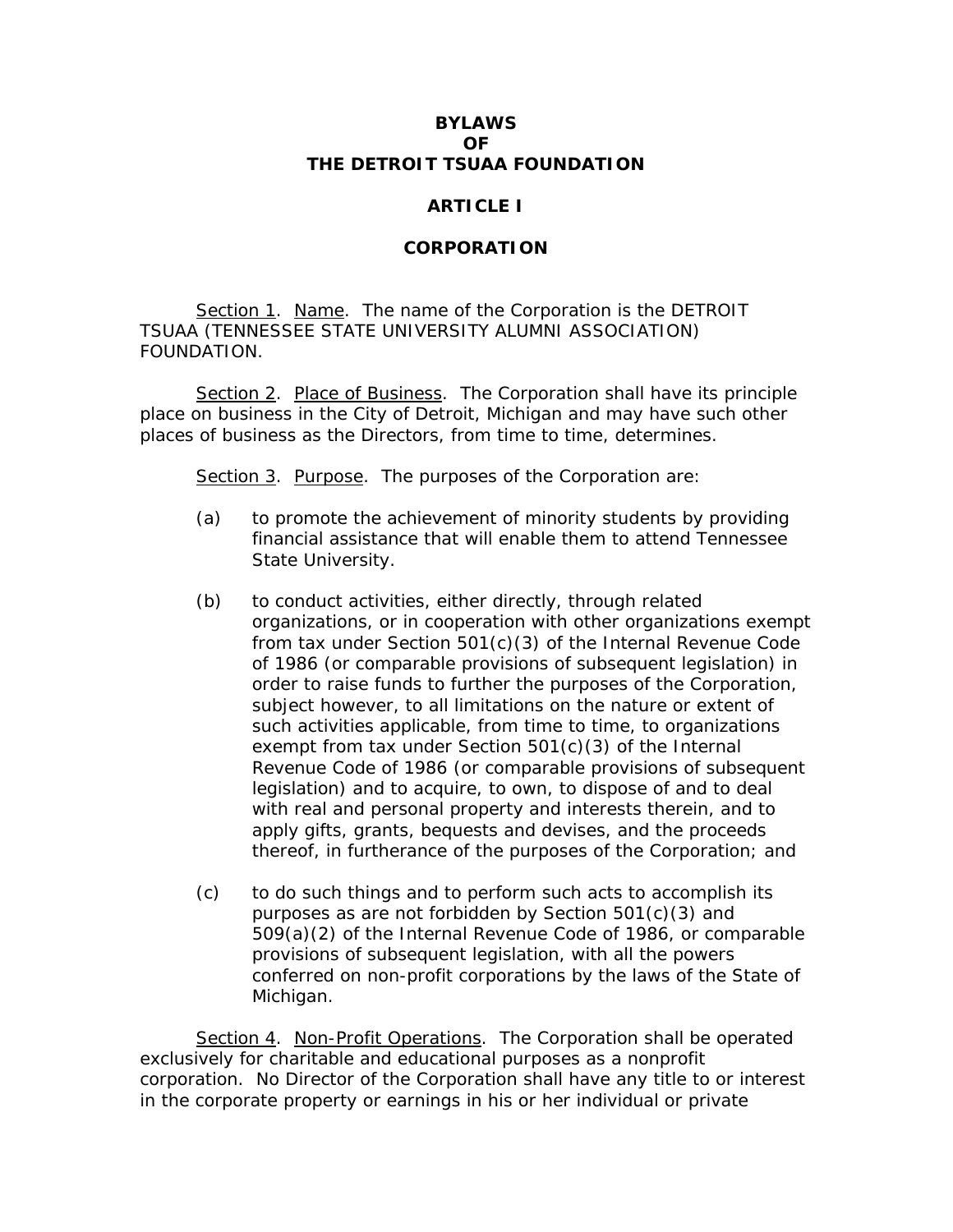# BYLAWS
# OF
# THE DETROIT TSUAA FOUNDATION

## ARTICLE I

## CORPORATION

Section 1. Name. The name of the Corporation is the DETROIT TSUAA (TENNESSEE STATE UNIVERSITY ALUMNI ASSOCIATION) FOUNDATION.

Section 2. Place of Business. The Corporation shall have its principle place on business in the City of Detroit, Michigan and may have such other places of business as the Directors, from time to time, determines.

Section 3. Purpose. The purposes of the Corporation are:

(a) to promote the achievement of minority students by providing financial assistance that will enable them to attend Tennessee State University.

(b) to conduct activities, either directly, through related organizations, or in cooperation with other organizations exempt from tax under Section 501(c)(3) of the Internal Revenue Code of 1986 (or comparable provisions of subsequent legislation) in order to raise funds to further the purposes of the Corporation, subject however, to all limitations on the nature or extent of such activities applicable, from time to time, to organizations exempt from tax under Section 501(c)(3) of the Internal Revenue Code of 1986 (or comparable provisions of subsequent legislation) and to acquire, to own, to dispose of and to deal with real and personal property and interests therein, and to apply gifts, grants, bequests and devises, and the proceeds thereof, in furtherance of the purposes of the Corporation; and

(c) to do such things and to perform such acts to accomplish its purposes as are not forbidden by Section 501(c)(3) and 509(a)(2) of the Internal Revenue Code of 1986, or comparable provisions of subsequent legislation, with all the powers conferred on non-profit corporations by the laws of the State of Michigan.

Section 4. Non-Profit Operations. The Corporation shall be operated exclusively for charitable and educational purposes as a nonprofit corporation. No Director of the Corporation shall have any title to or interest in the corporate property or earnings in his or her individual or private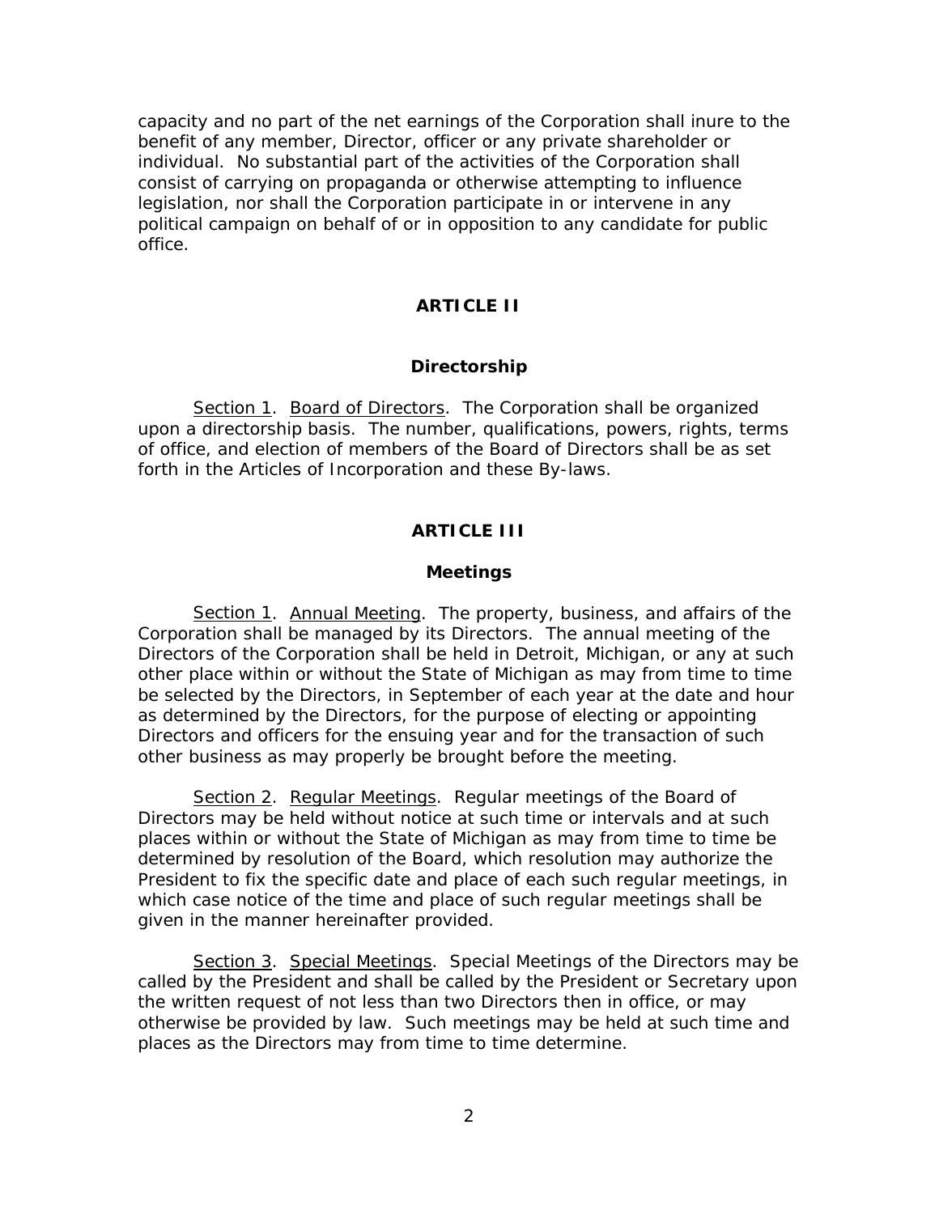capacity and no part of the net earnings of the Corporation shall inure to the benefit of any member, Director, officer or any private shareholder or individual. No substantial part of the activities of the Corporation shall consist of carrying on propaganda or otherwise attempting to influence legislation, nor shall the Corporation participate in or intervene in any political campaign on behalf of or in opposition to any candidate for public office.

## ARTICLE II

### Directorship

Section 1. Board of Directors. The Corporation shall be organized upon a directorship basis. The number, qualifications, powers, rights, terms of office, and election of members of the Board of Directors shall be as set forth in the Articles of Incorporation and these By-laws.

## ARTICLE III

### Meetings

Section 1. Annual Meeting. The property, business, and affairs of the Corporation shall be managed by its Directors. The annual meeting of the Directors of the Corporation shall be held in Detroit, Michigan, or any at such other place within or without the State of Michigan as may from time to time be selected by the Directors, in September of each year at the date and hour as determined by the Directors, for the purpose of electing or appointing Directors and officers for the ensuing year and for the transaction of such other business as may properly be brought before the meeting.

Section 2. Regular Meetings. Regular meetings of the Board of Directors may be held without notice at such time or intervals and at such places within or without the State of Michigan as may from time to time be determined by resolution of the Board, which resolution may authorize the President to fix the specific date and place of each such regular meetings, in which case notice of the time and place of such regular meetings shall be given in the manner hereinafter provided.

Section 3. Special Meetings. Special Meetings of the Directors may be called by the President and shall be called by the President or Secretary upon the written request of not less than two Directors then in office, or may otherwise be provided by law. Such meetings may be held at such time and places as the Directors may from time to time determine.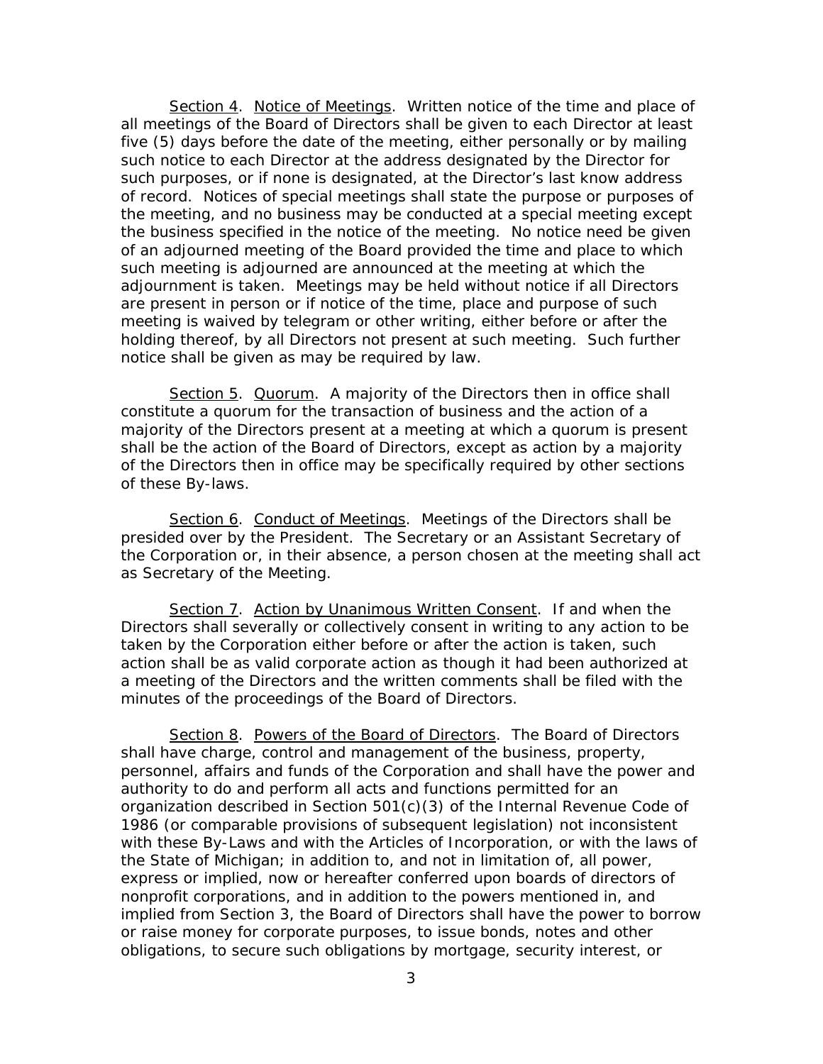Section 4. Notice of Meetings. Written notice of the time and place of all meetings of the Board of Directors shall be given to each Director at least five (5) days before the date of the meeting, either personally or by mailing such notice to each Director at the address designated by the Director for such purposes, or if none is designated, at the Director's last know address of record. Notices of special meetings shall state the purpose or purposes of the meeting, and no business may be conducted at a special meeting except the business specified in the notice of the meeting. No notice need be given of an adjourned meeting of the Board provided the time and place to which such meeting is adjourned are announced at the meeting at which the adjournment is taken. Meetings may be held without notice if all Directors are present in person or if notice of the time, place and purpose of such meeting is waived by telegram or other writing, either before or after the holding thereof, by all Directors not present at such meeting. Such further notice shall be given as may be required by law.

Section 5. Quorum. A majority of the Directors then in office shall constitute a quorum for the transaction of business and the action of a majority of the Directors present at a meeting at which a quorum is present shall be the action of the Board of Directors, except as action by a majority of the Directors then in office may be specifically required by other sections of these By-laws.

Section 6. Conduct of Meetings. Meetings of the Directors shall be presided over by the President. The Secretary or an Assistant Secretary of the Corporation or, in their absence, a person chosen at the meeting shall act as Secretary of the Meeting.

Section 7. Action by Unanimous Written Consent. If and when the Directors shall severally or collectively consent in writing to any action to be taken by the Corporation either before or after the action is taken, such action shall be as valid corporate action as though it had been authorized at a meeting of the Directors and the written comments shall be filed with the minutes of the proceedings of the Board of Directors.

Section 8. Powers of the Board of Directors. The Board of Directors shall have charge, control and management of the business, property, personnel, affairs and funds of the Corporation and shall have the power and authority to do and perform all acts and functions permitted for an organization described in Section 501(c)(3) of the Internal Revenue Code of 1986 (or comparable provisions of subsequent legislation) not inconsistent with these By-Laws and with the Articles of Incorporation, or with the laws of the State of Michigan; in addition to, and not in limitation of, all power, express or implied, now or hereafter conferred upon boards of directors of nonprofit corporations, and in addition to the powers mentioned in, and implied from Section 3, the Board of Directors shall have the power to borrow or raise money for corporate purposes, to issue bonds, notes and other obligations, to secure such obligations by mortgage, security interest, or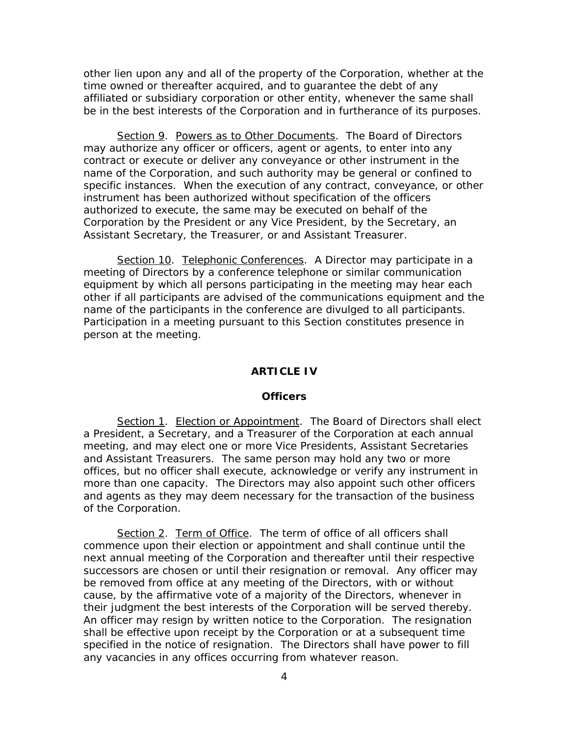other lien upon any and all of the property of the Corporation, whether at the time owned or thereafter acquired, and to guarantee the debt of any affiliated or subsidiary corporation or other entity, whenever the same shall be in the best interests of the Corporation and in furtherance of its purposes.

Section 9. Powers as to Other Documents. The Board of Directors may authorize any officer or officers, agent or agents, to enter into any contract or execute or deliver any conveyance or other instrument in the name of the Corporation, and such authority may be general or confined to specific instances. When the execution of any contract, conveyance, or other instrument has been authorized without specification of the officers authorized to execute, the same may be executed on behalf of the Corporation by the President or any Vice President, by the Secretary, an Assistant Secretary, the Treasurer, or and Assistant Treasurer.

Section 10. Telephonic Conferences. A Director may participate in a meeting of Directors by a conference telephone or similar communication equipment by which all persons participating in the meeting may hear each other if all participants are advised of the communications equipment and the name of the participants in the conference are divulged to all participants. Participation in a meeting pursuant to this Section constitutes presence in person at the meeting.

## ARTICLE IV

## Officers

Section 1. Election or Appointment. The Board of Directors shall elect a President, a Secretary, and a Treasurer of the Corporation at each annual meeting, and may elect one or more Vice Presidents, Assistant Secretaries and Assistant Treasurers. The same person may hold any two or more offices, but no officer shall execute, acknowledge or verify any instrument in more than one capacity. The Directors may also appoint such other officers and agents as they may deem necessary for the transaction of the business of the Corporation.

Section 2. Term of Office. The term of office of all officers shall commence upon their election or appointment and shall continue until the next annual meeting of the Corporation and thereafter until their respective successors are chosen or until their resignation or removal. Any officer may be removed from office at any meeting of the Directors, with or without cause, by the affirmative vote of a majority of the Directors, whenever in their judgment the best interests of the Corporation will be served thereby. An officer may resign by written notice to the Corporation. The resignation shall be effective upon receipt by the Corporation or at a subsequent time specified in the notice of resignation. The Directors shall have power to fill any vacancies in any offices occurring from whatever reason.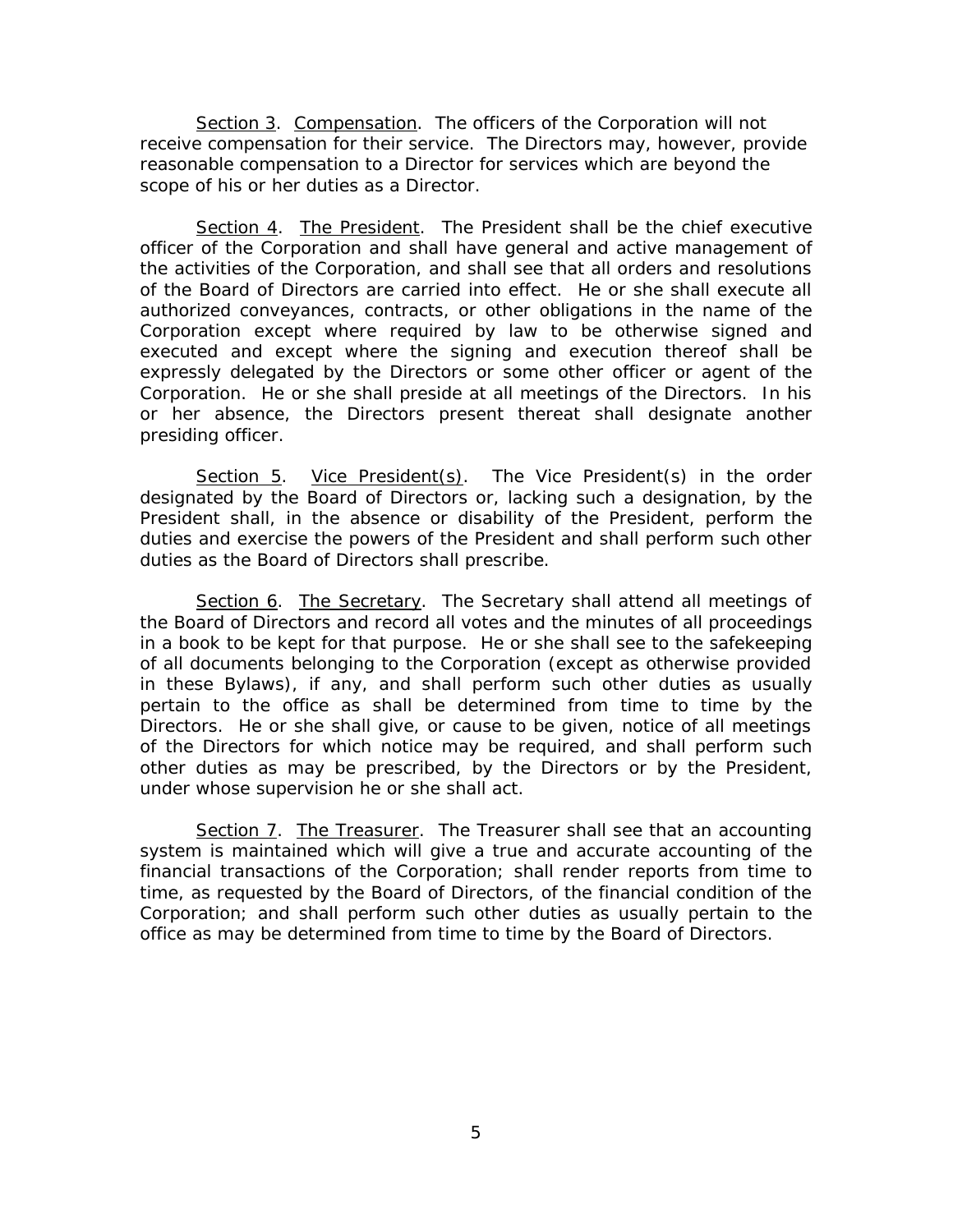Section 3. Compensation. The officers of the Corporation will not receive compensation for their service. The Directors may, however, provide reasonable compensation to a Director for services which are beyond the scope of his or her duties as a Director.

Section 4. The President. The President shall be the chief executive officer of the Corporation and shall have general and active management of the activities of the Corporation, and shall see that all orders and resolutions of the Board of Directors are carried into effect. He or she shall execute all authorized conveyances, contracts, or other obligations in the name of the Corporation except where required by law to be otherwise signed and executed and except where the signing and execution thereof shall be expressly delegated by the Directors or some other officer or agent of the Corporation. He or she shall preside at all meetings of the Directors. In his or her absence, the Directors present thereat shall designate another presiding officer.

Section 5. Vice President(s). The Vice President(s) in the order designated by the Board of Directors or, lacking such a designation, by the President shall, in the absence or disability of the President, perform the duties and exercise the powers of the President and shall perform such other duties as the Board of Directors shall prescribe.

Section 6. The Secretary. The Secretary shall attend all meetings of the Board of Directors and record all votes and the minutes of all proceedings in a book to be kept for that purpose. He or she shall see to the safekeeping of all documents belonging to the Corporation (except as otherwise provided in these Bylaws), if any, and shall perform such other duties as usually pertain to the office as shall be determined from time to time by the Directors. He or she shall give, or cause to be given, notice of all meetings of the Directors for which notice may be required, and shall perform such other duties as may be prescribed, by the Directors or by the President, under whose supervision he or she shall act.

Section 7. The Treasurer. The Treasurer shall see that an accounting system is maintained which will give a true and accurate accounting of the financial transactions of the Corporation; shall render reports from time to time, as requested by the Board of Directors, of the financial condition of the Corporation; and shall perform such other duties as usually pertain to the office as may be determined from time to time by the Board of Directors.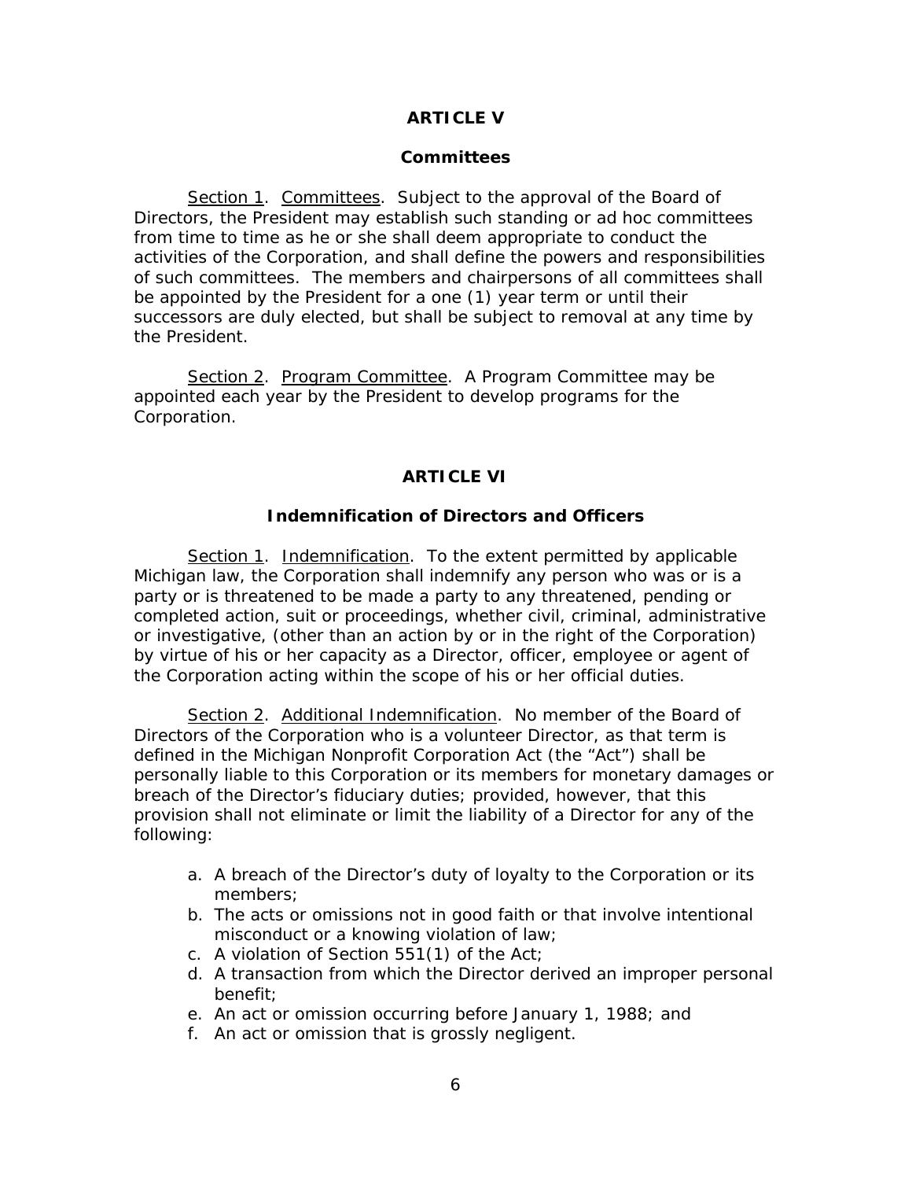## ARTICLE V

### Committees

Section 1. Committees. Subject to the approval of the Board of Directors, the President may establish such standing or ad hoc committees from time to time as he or she shall deem appropriate to conduct the activities of the Corporation, and shall define the powers and responsibilities of such committees. The members and chairpersons of all committees shall be appointed by the President for a one (1) year term or until their successors are duly elected, but shall be subject to removal at any time by the President.

Section 2. Program Committee. A Program Committee may be appointed each year by the President to develop programs for the Corporation.

## ARTICLE VI

### Indemnification of Directors and Officers

Section 1. Indemnification. To the extent permitted by applicable Michigan law, the Corporation shall indemnify any person who was or is a party or is threatened to be made a party to any threatened, pending or completed action, suit or proceedings, whether civil, criminal, administrative or investigative, (other than an action by or in the right of the Corporation) by virtue of his or her capacity as a Director, officer, employee or agent of the Corporation acting within the scope of his or her official duties.

Section 2. Additional Indemnification. No member of the Board of Directors of the Corporation who is a volunteer Director, as that term is defined in the Michigan Nonprofit Corporation Act (the "Act") shall be personally liable to this Corporation or its members for monetary damages or breach of the Director's fiduciary duties; provided, however, that this provision shall not eliminate or limit the liability of a Director for any of the following:

a. A breach of the Director's duty of loyalty to the Corporation or its members;
b. The acts or omissions not in good faith or that involve intentional misconduct or a knowing violation of law;
c. A violation of Section 551(1) of the Act;
d. A transaction from which the Director derived an improper personal benefit;
e. An act or omission occurring before January 1, 1988; and
f. An act or omission that is grossly negligent.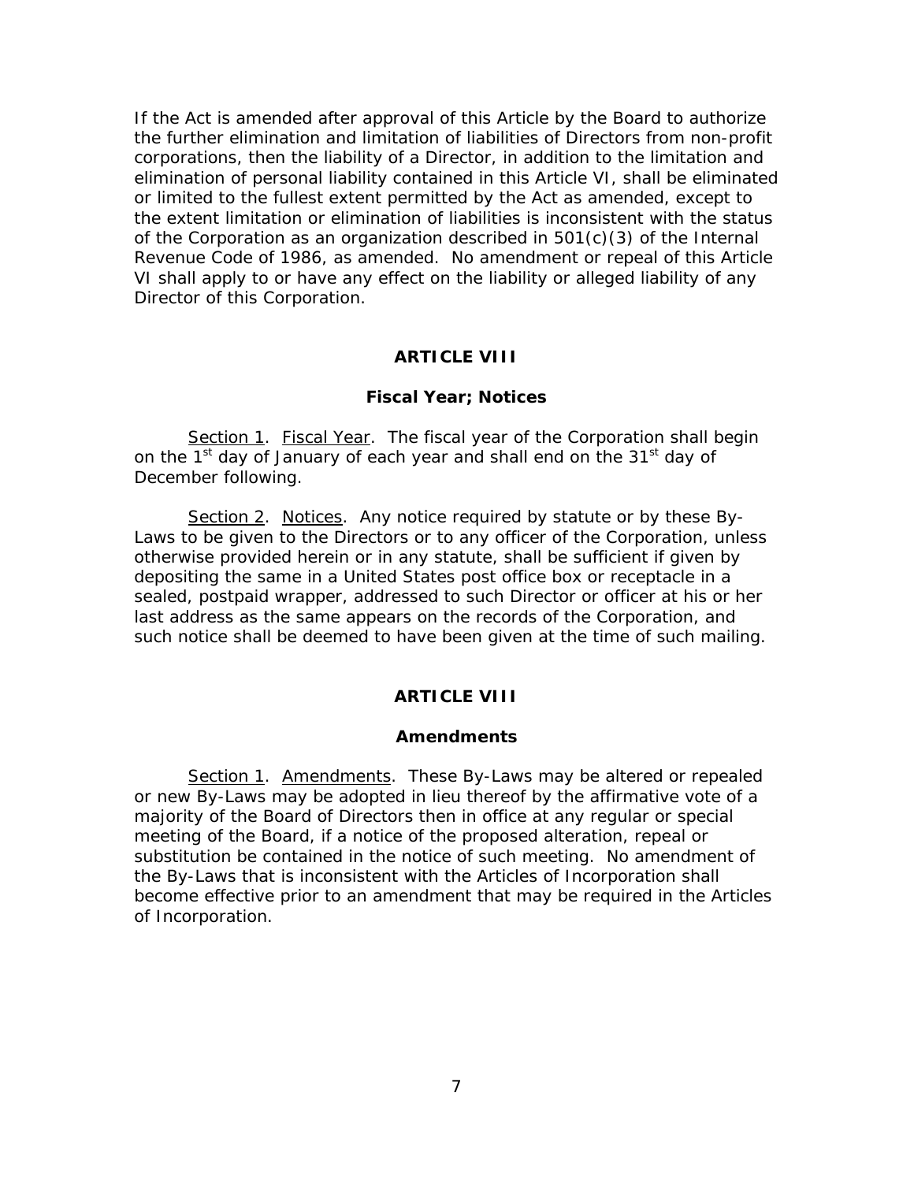If the Act is amended after approval of this Article by the Board to authorize the further elimination and limitation of liabilities of Directors from non-profit corporations, then the liability of a Director, in addition to the limitation and elimination of personal liability contained in this Article VI, shall be eliminated or limited to the fullest extent permitted by the Act as amended, except to the extent limitation or elimination of liabilities is inconsistent with the status of the Corporation as an organization described in 501(c)(3) of the Internal Revenue Code of 1986, as amended. No amendment or repeal of this Article VI shall apply to or have any effect on the liability or alleged liability of any Director of this Corporation.

## ARTICLE VIII

### Fiscal Year; Notices

Section 1. Fiscal Year. The fiscal year of the Corporation shall begin on the 1st day of January of each year and shall end on the 31st day of December following.

Section 2. Notices. Any notice required by statute or by these By-Laws to be given to the Directors or to any officer of the Corporation, unless otherwise provided herein or in any statute, shall be sufficient if given by depositing the same in a United States post office box or receptacle in a sealed, postpaid wrapper, addressed to such Director or officer at his or her last address as the same appears on the records of the Corporation, and such notice shall be deemed to have been given at the time of such mailing.

## ARTICLE VIII

### Amendments

Section 1. Amendments. These By-Laws may be altered or repealed or new By-Laws may be adopted in lieu thereof by the affirmative vote of a majority of the Board of Directors then in office at any regular or special meeting of the Board, if a notice of the proposed alteration, repeal or substitution be contained in the notice of such meeting. No amendment of the By-Laws that is inconsistent with the Articles of Incorporation shall become effective prior to an amendment that may be required in the Articles of Incorporation.